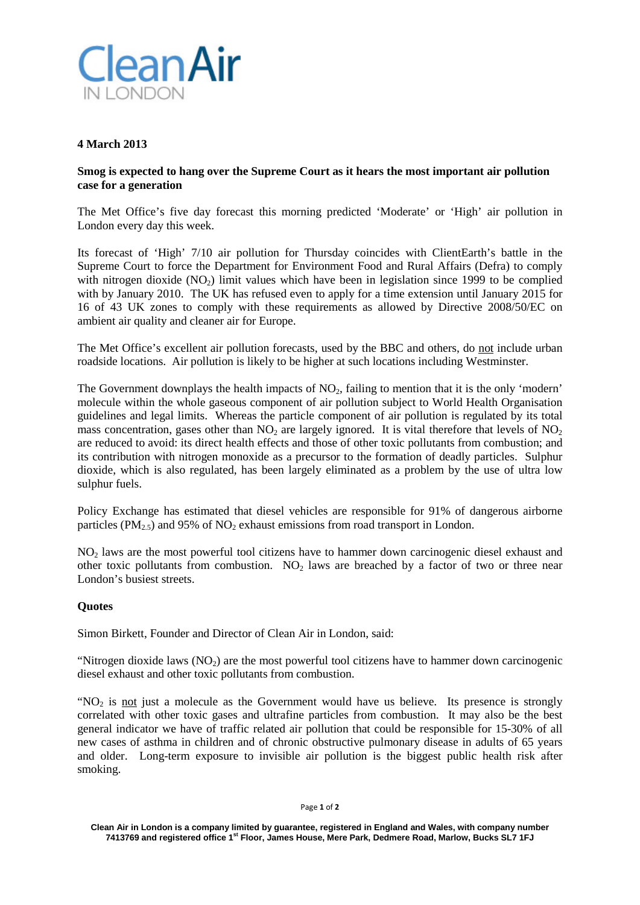# Clean Air IN LONDON

**4 March 2013**

**Smog is expected to hang over the Supreme Court as it hears the most important air pollution case for a generation**

The Met Office's five day forecast this morning predicted 'Moderate' or 'High' air pollution in London every day this week.

Its forecast of 'High' 7/10 air pollution for Thursday coincides with ClientEarth's battle in the Supreme Court to force the Department for Environment Food and Rural Affairs (Defra) to comply with nitrogen dioxide ($NO_2$) limit values which have been in legislation since 1999 to be complied with by January 2010. The UK has refused even to apply for a time extension until January 2015 for 16 of 43 UK zones to comply with these requirements as allowed by Directive 2008/50/EC on ambient air quality and cleaner air for Europe.

The Met Office's excellent air pollution forecasts, used by the BBC and others, do <u>not</u> include urban roadside locations. Air pollution is likely to be higher at such locations including Westminster.

The Government downplays the health impacts of $NO_2$, failing to mention that it is the only 'modern' molecule within the whole gaseous component of air pollution subject to World Health Organisation guidelines and legal limits. Whereas the particle component of air pollution is regulated by its total mass concentration, gases other than $NO_2$ are largely ignored. It is vital therefore that levels of $NO_2$ are reduced to avoid: its direct health effects and those of other toxic pollutants from combustion; and its contribution with nitrogen monoxide as a precursor to the formation of deadly particles. Sulphur dioxide, which is also regulated, has been largely eliminated as a problem by the use of ultra low sulphur fuels.

Policy Exchange has estimated that diesel vehicles are responsible for 91% of dangerous airborne particles ($PM_{2.5}$) and 95% of $NO_2$ exhaust emissions from road transport in London.

$NO_2$ laws are the most powerful tool citizens have to hammer down carcinogenic diesel exhaust and other toxic pollutants from combustion. $NO_2$ laws are breached by a factor of two or three near London's busiest streets.

**Quotes**

Simon Birkett, Founder and Director of Clean Air in London, said:

"Nitrogen dioxide laws ($NO_2$) are the most powerful tool citizens have to hammer down carcinogenic diesel exhaust and other toxic pollutants from combustion.

"$NO_2$ is <u>not</u> just a molecule as the Government would have us believe. Its presence is strongly correlated with other toxic gases and ultrafine particles from combustion. It may also be the best general indicator we have of traffic related air pollution that could be responsible for 15-30% of all new cases of asthma in children and of chronic obstructive pulmonary disease in adults of 65 years and older. Long-term exposure to invisible air pollution is the biggest public health risk after smoking.

**Clean Air in London is a company limited by guarantee, registered in England and Wales, with company number 7413769 and registered office 1st Floor, James House, Mere Park, Dedmere Road, Marlow, Bucks SL7 1FJ**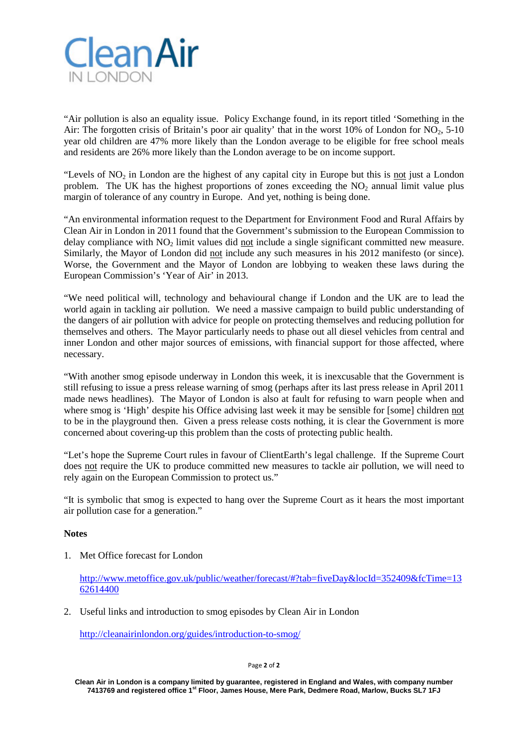Clean Air IN LONDON

"Air pollution is also an equality issue. Policy Exchange found, in its report titled 'Something in the Air: The forgotten crisis of Britain's poor air quality' that in the worst 10% of London for $NO_2$, 5-10 year old children are 47% more likely than the London average to be eligible for free school meals and residents are 26% more likely than the London average to be on income support.

"Levels of $NO_2$ in London are the highest of any capital city in Europe but this is not just a London problem. The UK has the highest proportions of zones exceeding the $NO_2$ annual limit value plus margin of tolerance of any country in Europe. And yet, nothing is being done.

"An environmental information request to the Department for Environment Food and Rural Affairs by Clean Air in London in 2011 found that the Government's submission to the European Commission to delay compliance with $NO_2$ limit values did not include a single significant committed new measure. Similarly, the Mayor of London did not include any such measures in his 2012 manifesto (or since). Worse, the Government and the Mayor of London are lobbying to weaken these laws during the European Commission's 'Year of Air' in 2013.

"We need political will, technology and behavioural change if London and the UK are to lead the world again in tackling air pollution. We need a massive campaign to build public understanding of the dangers of air pollution with advice for people on protecting themselves and reducing pollution for themselves and others. The Mayor particularly needs to phase out all diesel vehicles from central and inner London and other major sources of emissions, with financial support for those affected, where necessary.

"With another smog episode underway in London this week, it is inexcusable that the Government is still refusing to issue a press release warning of smog (perhaps after its last press release in April 2011 made news headlines). The Mayor of London is also at fault for refusing to warn people when and where smog is 'High' despite his Office advising last week it may be sensible for [some] children not to be in the playground then. Given a press release costs nothing, it is clear the Government is more concerned about covering-up this problem than the costs of protecting public health.

"Let's hope the Supreme Court rules in favour of ClientEarth's legal challenge. If the Supreme Court does not require the UK to produce committed new measures to tackle air pollution, we will need to rely again on the European Commission to protect us."

"It is symbolic that smog is expected to hang over the Supreme Court as it hears the most important air pollution case for a generation."

**Notes**

1. Met Office forecast for London

   http://www.metoffice.gov.uk/public/weather/forecast/#?tab=fiveDay&locId=352409&fcTime=1362614400

2. Useful links and introduction to smog episodes by Clean Air in London

   http://cleanairinlondon.org/guides/introduction-to-smog/

**Clean Air in London is a company limited by guarantee, registered in England and Wales, with company number 7413769 and registered office 1st Floor, James House, Mere Park, Dedmere Road, Marlow, Bucks SL7 1FJ**